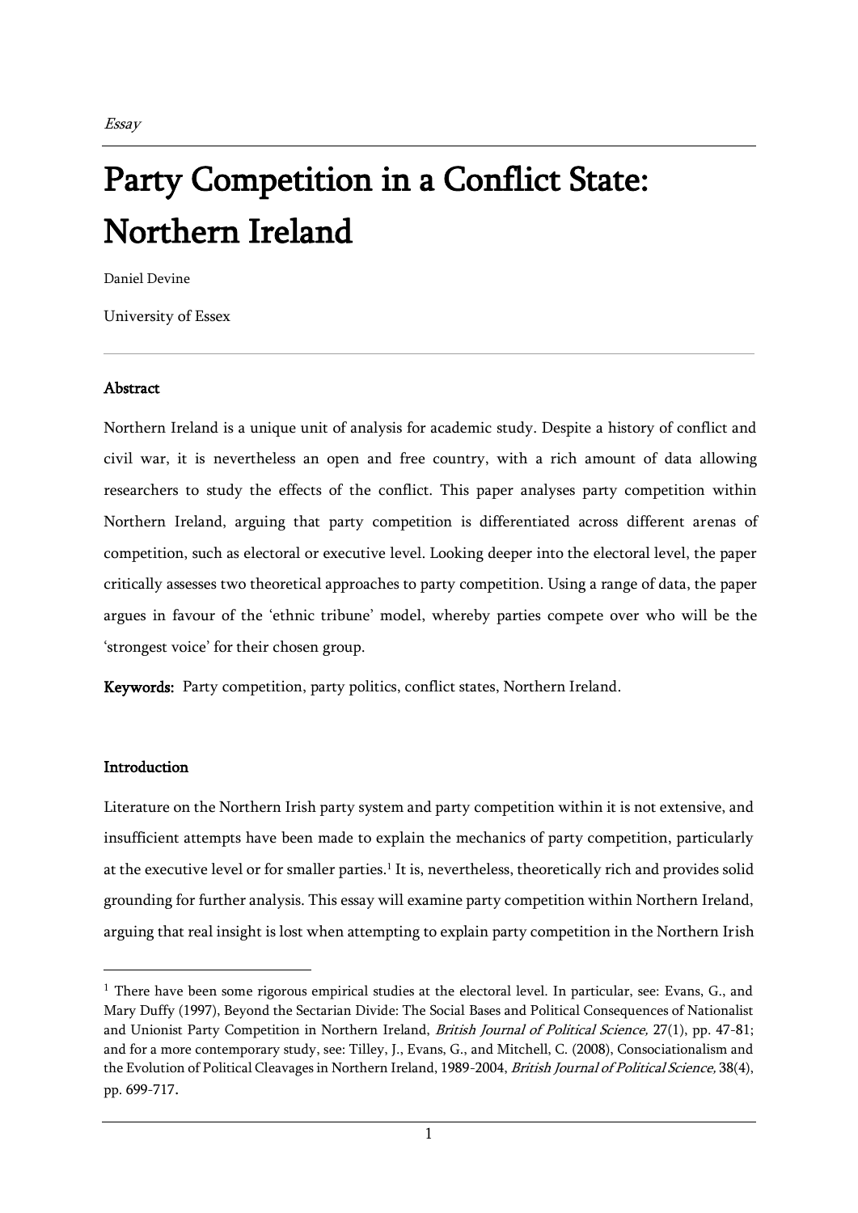*Essay*

# Party Competition in a Conflict State: Northern Ireland

Daniel Devine

University of Essex

### Abstract

Northern Ireland is a unique unit of analysis for academic study. Despite a history of conflict and civil war, it is nevertheless an open and free country, with a rich amount of data allowing researchers to study the effects of the conflict. This paper analyses party competition within Northern Ireland, arguing that party competition is differentiated across different arenas of competition, such as electoral or executive level. Looking deeper into the electoral level, the paper critically assesses two theoretical approaches to party competition. Using a range of data, the paper argues in favour of the 'ethnic tribune' model, whereby parties compete over who will be the 'strongest voice' for their chosen group.

**Keywords:** Party competition, party politics, conflict states, Northern Ireland.

### Introduction

Literature on the Northern Irish party system and party competition within it is not extensive, and insufficient attempts have been made to explain the mechanics of party competition, particularly at the executive level or for smaller parties.[1] It is, nevertheless, theoretically rich and provides solid grounding for further analysis. This essay will examine party competition within Northern Ireland, arguing that real insight is lost when attempting to explain party competition in the Northern Irish

[1] There have been some rigorous empirical studies at the electoral level. In particular, see: Evans, G., and Mary Duffy (1997), Beyond the Sectarian Divide: The Social Bases and Political Consequences of Nationalist and Unionist Party Competition in Northern Ireland, *British Journal of Political Science*, 27(1), pp. 47-81; and for a more contemporary study, see: Tilley, J., Evans, G., and Mitchell, C. (2008), Consociationalism and the Evolution of Political Cleavages in Northern Ireland, 1989-2004, *British Journal of Political Science*, 38(4), pp. 699-717.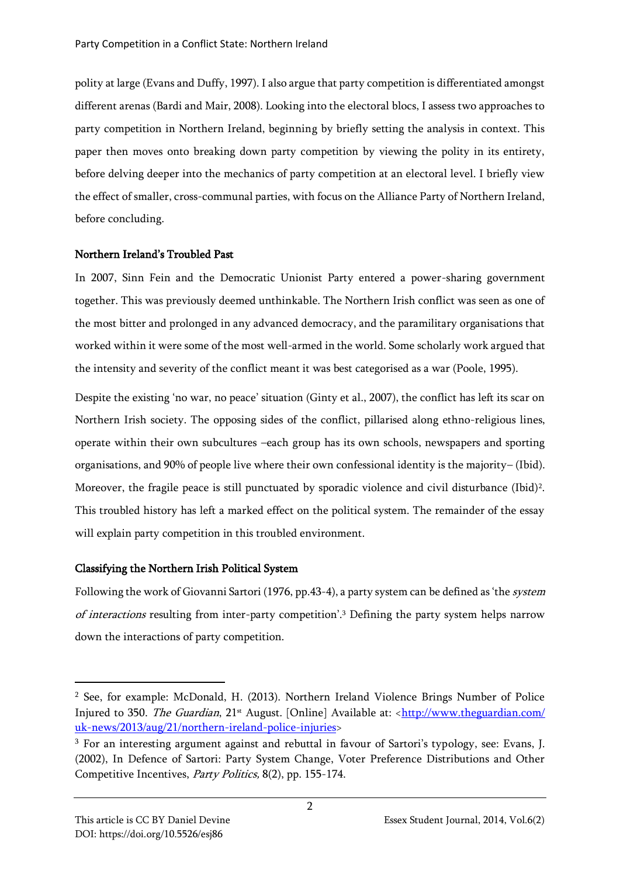polity at large (Evans and Duffy, 1997). I also argue that party competition is differentiated amongst different arenas (Bardi and Mair, 2008). Looking into the electoral blocs, I assess two approaches to party competition in Northern Ireland, beginning by briefly setting the analysis in context. This paper then moves onto breaking down party competition by viewing the polity in its entirety, before delving deeper into the mechanics of party competition at an electoral level. I briefly view the effect of smaller, cross-communal parties, with focus on the Alliance Party of Northern Ireland, before concluding.

## Northern Ireland's Troubled Past

In 2007, Sinn Fein and the Democratic Unionist Party entered a power-sharing government together. This was previously deemed unthinkable. The Northern Irish conflict was seen as one of the most bitter and prolonged in any advanced democracy, and the paramilitary organisations that worked within it were some of the most well-armed in the world. Some scholarly work argued that the intensity and severity of the conflict meant it was best categorised as a war (Poole, 1995).

Despite the existing 'no war, no peace' situation (Ginty et al., 2007), the conflict has left its scar on Northern Irish society. The opposing sides of the conflict, pillarised along ethno-religious lines, operate within their own subcultures –each group has its own schools, newspapers and sporting organisations, and 90% of people live where their own confessional identity is the majority– (Ibid). Moreover, the fragile peace is still punctuated by sporadic violence and civil disturbance (Ibid)[2]. This troubled history has left a marked effect on the political system. The remainder of the essay will explain party competition in this troubled environment.

## Classifying the Northern Irish Political System

Following the work of Giovanni Sartori (1976, pp.43-4), a party system can be defined as 'the *system of interactions* resulting from inter-party competition'.[3] Defining the party system helps narrow down the interactions of party competition.

---

[2] See, for example: McDonald, H. (2013). Northern Ireland Violence Brings Number of Police Injured to 350. *The Guardian*, 21st August. [Online] Available at: <http://www.theguardian.com/uk-news/2013/aug/21/northern-ireland-police-injuries>

[3] For an interesting argument against and rebuttal in favour of Sartori's typology, see: Evans, J. (2002), In Defence of Sartori: Party System Change, Voter Preference Distributions and Other Competitive Incentives, *Party Politics,* 8(2), pp. 155-174.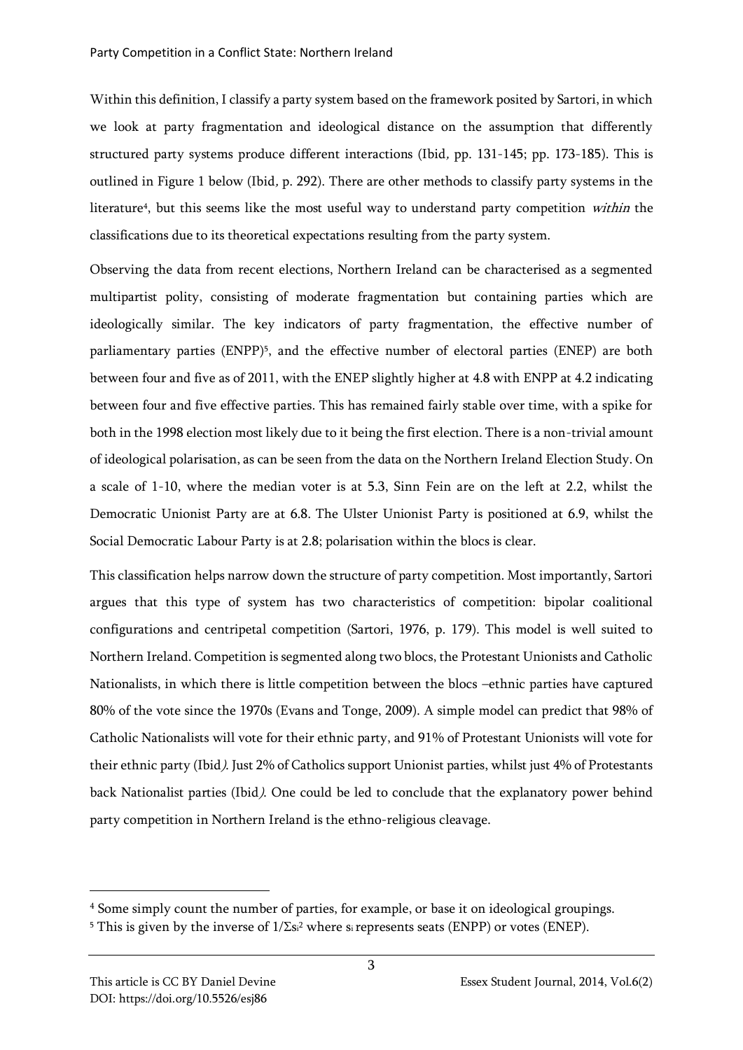Within this definition, I classify a party system based on the framework posited by Sartori, in which we look at party fragmentation and ideological distance on the assumption that differently structured party systems produce different interactions (Ibid*,* pp. 131-145; pp. 173-185). This is outlined in Figure 1 below (Ibid*,* p. 292). There are other methods to classify party systems in the literature[4], but this seems like the most useful way to understand party competition *within* the classifications due to its theoretical expectations resulting from the party system.

Observing the data from recent elections, Northern Ireland can be characterised as a segmented multipartist polity, consisting of moderate fragmentation but containing parties which are ideologically similar. The key indicators of party fragmentation, the effective number of parliamentary parties (ENPP)[5], and the effective number of electoral parties (ENEP) are both between four and five as of 2011, with the ENEP slightly higher at 4.8 with ENPP at 4.2 indicating between four and five effective parties. This has remained fairly stable over time, with a spike for both in the 1998 election most likely due to it being the first election. There is a non-trivial amount of ideological polarisation, as can be seen from the data on the Northern Ireland Election Study. On a scale of 1-10, where the median voter is at 5.3, Sinn Fein are on the left at 2.2, whilst the Democratic Unionist Party are at 6.8. The Ulster Unionist Party is positioned at 6.9, whilst the Social Democratic Labour Party is at 2.8; polarisation within the blocs is clear.

This classification helps narrow down the structure of party competition. Most importantly, Sartori argues that this type of system has two characteristics of competition: bipolar coalitional configurations and centripetal competition (Sartori, 1976, p. 179). This model is well suited to Northern Ireland. Competition is segmented along two blocs, the Protestant Unionists and Catholic Nationalists, in which there is little competition between the blocs –ethnic parties have captured 80% of the vote since the 1970s (Evans and Tonge, 2009). A simple model can predict that 98% of Catholic Nationalists will vote for their ethnic party, and 91% of Protestant Unionists will vote for their ethnic party (Ibid*)*. Just 2% of Catholics support Unionist parties, whilst just 4% of Protestants back Nationalist parties (Ibid*)*. One could be led to conclude that the explanatory power behind party competition in Northern Ireland is the ethno-religious cleavage.

---

[4] Some simply count the number of parties, for example, or base it on ideological groupings.

[5] This is given by the inverse of $1/\Sigma s_i^2$ where $s_i$ represents seats (ENPP) or votes (ENEP).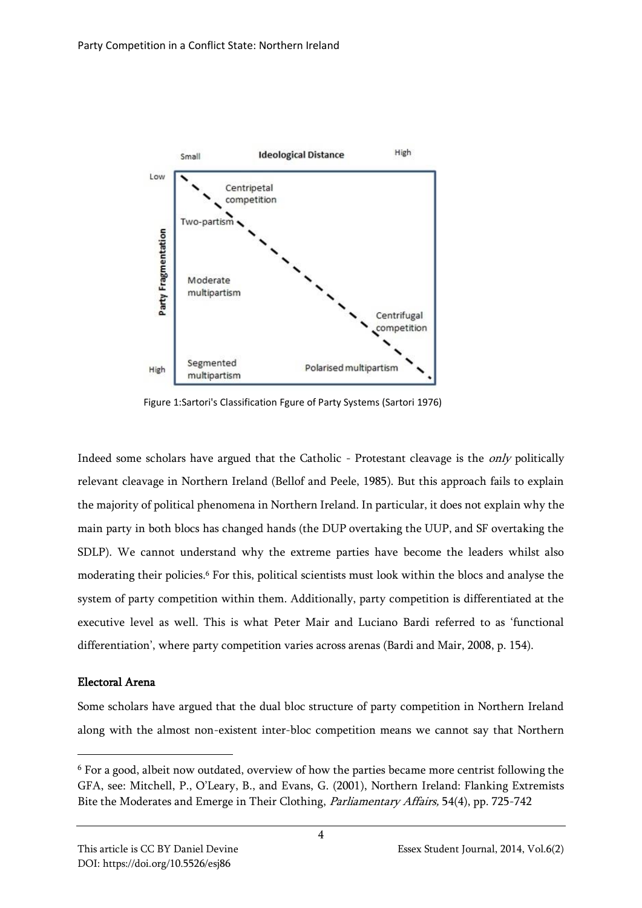Figure 1:Sartori's Classification Fgure of Party Systems (Sartori 1976)

Indeed some scholars have argued that the Catholic - Protestant cleavage is the *only* politically relevant cleavage in Northern Ireland (Bellof and Peele, 1985). But this approach fails to explain the majority of political phenomena in Northern Ireland. In particular, it does not explain why the main party in both blocs has changed hands (the DUP overtaking the UUP, and SF overtaking the SDLP). We cannot understand why the extreme parties have become the leaders whilst also moderating their policies.[6] For this, political scientists must look within the blocs and analyse the system of party competition within them. Additionally, party competition is differentiated at the executive level as well. This is what Peter Mair and Luciano Bardi referred to as 'functional differentiation', where party competition varies across arenas (Bardi and Mair, 2008, p. 154).

**Electoral Arena**

Some scholars have argued that the dual bloc structure of party competition in Northern Ireland along with the almost non-existent inter-bloc competition means we cannot say that Northern

[6] For a good, albeit now outdated, overview of how the parties became more centrist following the GFA, see: Mitchell, P., O'Leary, B., and Evans, G. (2001), Northern Ireland: Flanking Extremists Bite the Moderates and Emerge in Their Clothing, *Parliamentary Affairs,* 54(4), pp. 725-742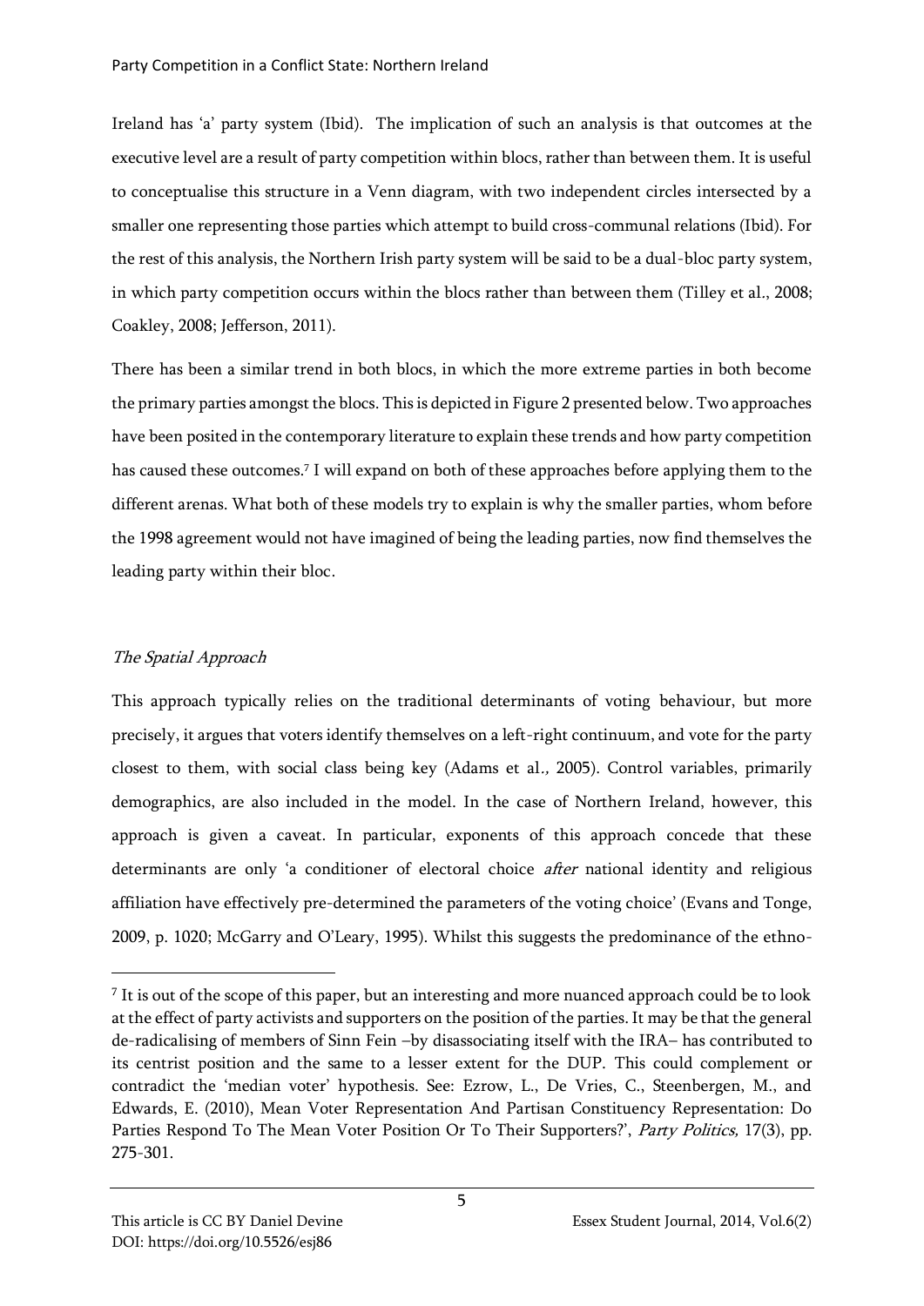Ireland has 'a' party system (Ibid). The implication of such an analysis is that outcomes at the executive level are a result of party competition within blocs, rather than between them. It is useful to conceptualise this structure in a Venn diagram, with two independent circles intersected by a smaller one representing those parties which attempt to build cross-communal relations (Ibid). For the rest of this analysis, the Northern Irish party system will be said to be a dual-bloc party system, in which party competition occurs within the blocs rather than between them (Tilley et al., 2008; Coakley, 2008; Jefferson, 2011).

There has been a similar trend in both blocs, in which the more extreme parties in both become the primary parties amongst the blocs. This is depicted in Figure 2 presented below. Two approaches have been posited in the contemporary literature to explain these trends and how party competition has caused these outcomes.[7] I will expand on both of these approaches before applying them to the different arenas. What both of these models try to explain is why the smaller parties, whom before the 1998 agreement would not have imagined of being the leading parties, now find themselves the leading party within their bloc.

### *The Spatial Approach*

This approach typically relies on the traditional determinants of voting behaviour, but more precisely, it argues that voters identify themselves on a left-right continuum, and vote for the party closest to them, with social class being key (Adams et al*.,* 2005). Control variables, primarily demographics, are also included in the model. In the case of Northern Ireland, however, this approach is given a caveat. In particular, exponents of this approach concede that these determinants are only 'a conditioner of electoral choice *after* national identity and religious affiliation have effectively pre-determined the parameters of the voting choice' (Evans and Tonge, 2009, p. 1020; McGarry and O'Leary, 1995). Whilst this suggests the predominance of the ethno-

---

[7] It is out of the scope of this paper, but an interesting and more nuanced approach could be to look at the effect of party activists and supporters on the position of the parties. It may be that the general de-radicalising of members of Sinn Fein –by disassociating itself with the IRA– has contributed to its centrist position and the same to a lesser extent for the DUP. This could complement or contradict the 'median voter' hypothesis. See: Ezrow, L., De Vries, C., Steenbergen, M., and Edwards, E. (2010), Mean Voter Representation And Partisan Constituency Representation: Do Parties Respond To The Mean Voter Position Or To Their Supporters?', *Party Politics,* 17(3), pp. 275-301.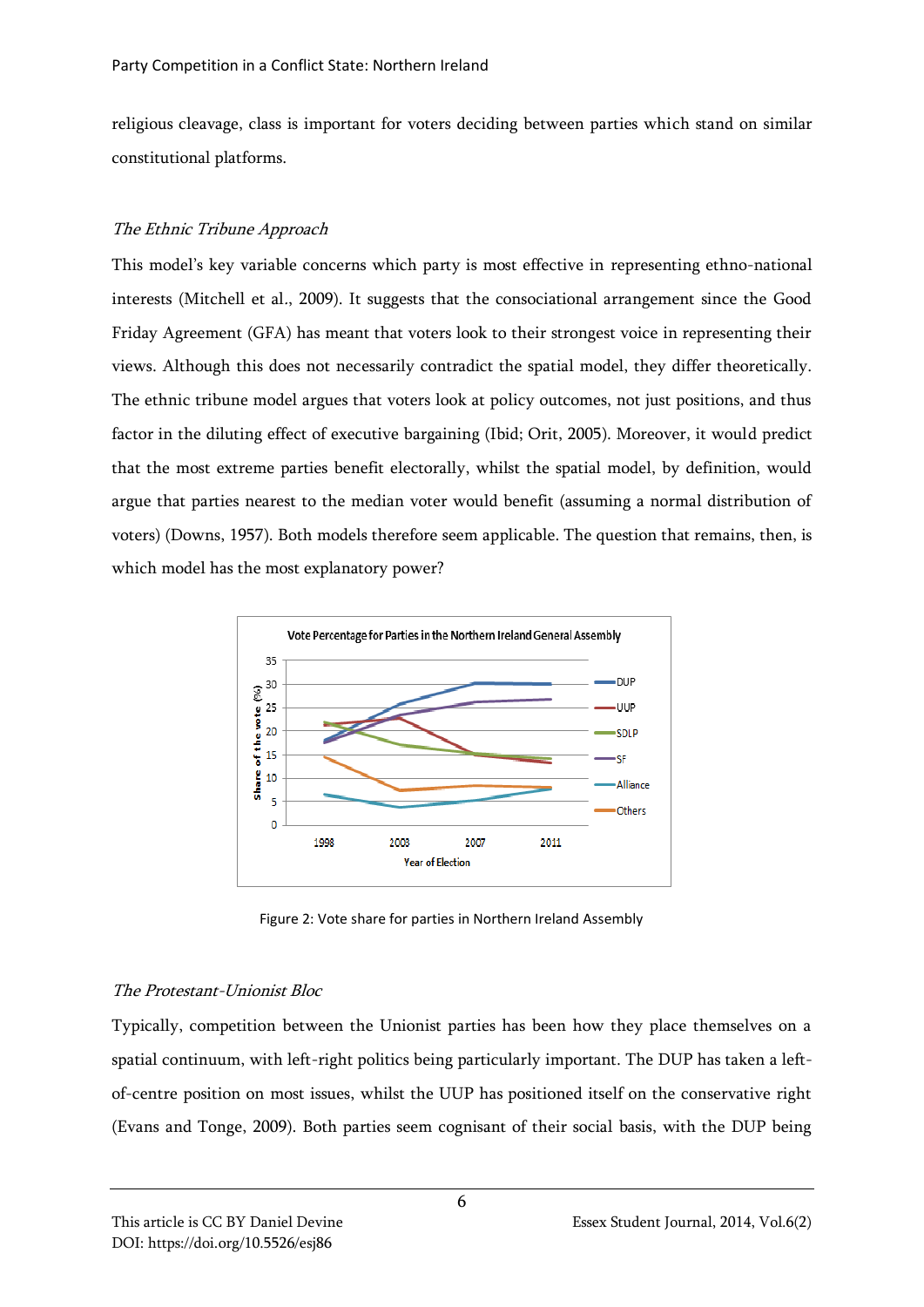religious cleavage, class is important for voters deciding between parties which stand on similar constitutional platforms.

*The Ethnic Tribune Approach*

This model's key variable concerns which party is most effective in representing ethno-national interests (Mitchell et al., 2009). It suggests that the consociational arrangement since the Good Friday Agreement (GFA) has meant that voters look to their strongest voice in representing their views. Although this does not necessarily contradict the spatial model, they differ theoretically. The ethnic tribune model argues that voters look at policy outcomes, not just positions, and thus factor in the diluting effect of executive bargaining (Ibid; Orit, 2005). Moreover, it would predict that the most extreme parties benefit electorally, whilst the spatial model, by definition, would argue that parties nearest to the median voter would benefit (assuming a normal distribution of voters) (Downs, 1957). Both models therefore seem applicable. The question that remains, then, is which model has the most explanatory power?

Figure 2: Vote share for parties in Northern Ireland Assembly

*The Protestant-Unionist Bloc*

Typically, competition between the Unionist parties has been how they place themselves on a spatial continuum, with left-right politics being particularly important. The DUP has taken a left-of-centre position on most issues, whilst the UUP has positioned itself on the conservative right (Evans and Tonge, 2009). Both parties seem cognisant of their social basis, with the DUP being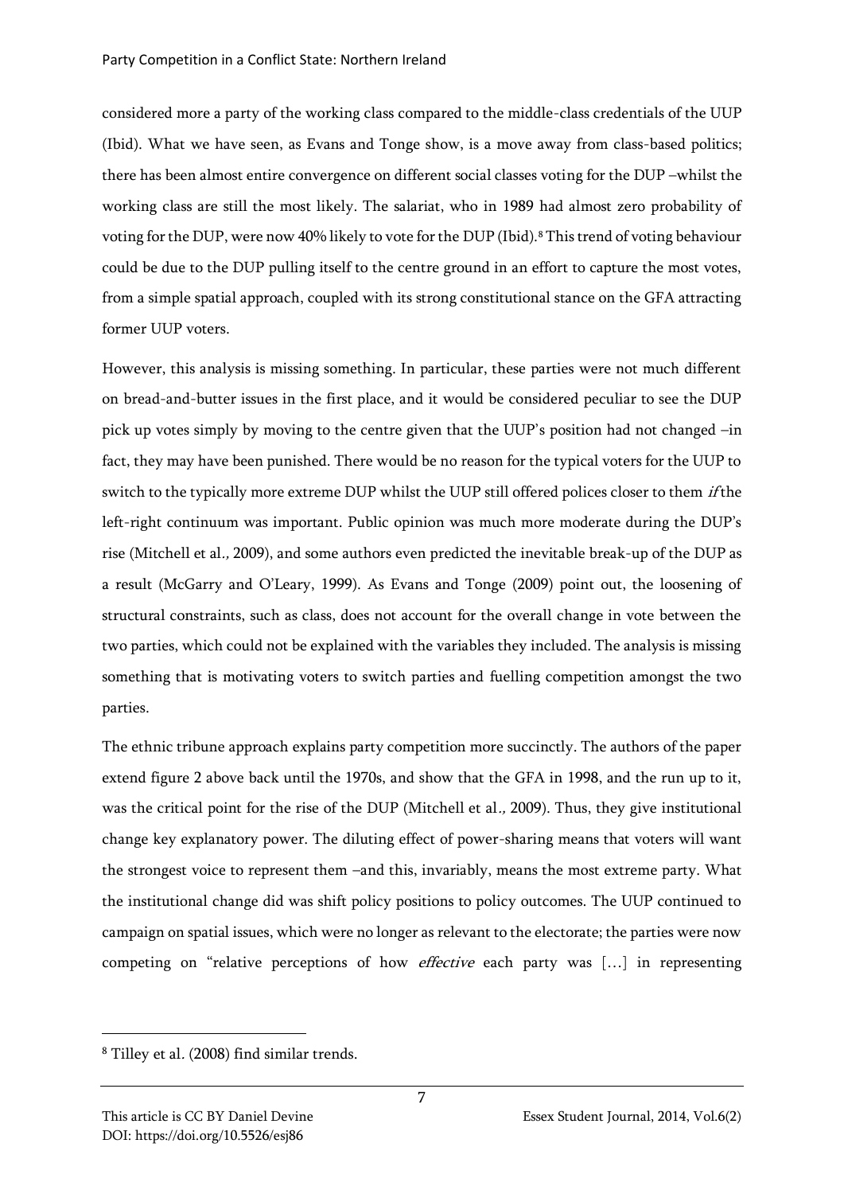considered more a party of the working class compared to the middle-class credentials of the UUP (Ibid). What we have seen, as Evans and Tonge show, is a move away from class-based politics; there has been almost entire convergence on different social classes voting for the DUP –whilst the working class are still the most likely. The salariat, who in 1989 had almost zero probability of voting for the DUP, were now 40% likely to vote for the DUP (Ibid).[8] This trend of voting behaviour could be due to the DUP pulling itself to the centre ground in an effort to capture the most votes, from a simple spatial approach, coupled with its strong constitutional stance on the GFA attracting former UUP voters.

However, this analysis is missing something. In particular, these parties were not much different on bread-and-butter issues in the first place, and it would be considered peculiar to see the DUP pick up votes simply by moving to the centre given that the UUP's position had not changed –in fact, they may have been punished. There would be no reason for the typical voters for the UUP to switch to the typically more extreme DUP whilst the UUP still offered polices closer to them *if* the left-right continuum was important. Public opinion was much more moderate during the DUP's rise (Mitchell et al., 2009), and some authors even predicted the inevitable break-up of the DUP as a result (McGarry and O'Leary, 1999). As Evans and Tonge (2009) point out, the loosening of structural constraints, such as class, does not account for the overall change in vote between the two parties, which could not be explained with the variables they included. The analysis is missing something that is motivating voters to switch parties and fuelling competition amongst the two parties.

The ethnic tribune approach explains party competition more succinctly. The authors of the paper extend figure 2 above back until the 1970s, and show that the GFA in 1998, and the run up to it, was the critical point for the rise of the DUP (Mitchell et al., 2009). Thus, they give institutional change key explanatory power. The diluting effect of power-sharing means that voters will want the strongest voice to represent them –and this, invariably, means the most extreme party. What the institutional change did was shift policy positions to policy outcomes. The UUP continued to campaign on spatial issues, which were no longer as relevant to the electorate; the parties were now competing on "relative perceptions of how *effective* each party was […] in representing

---

[8] Tilley et al. (2008) find similar trends.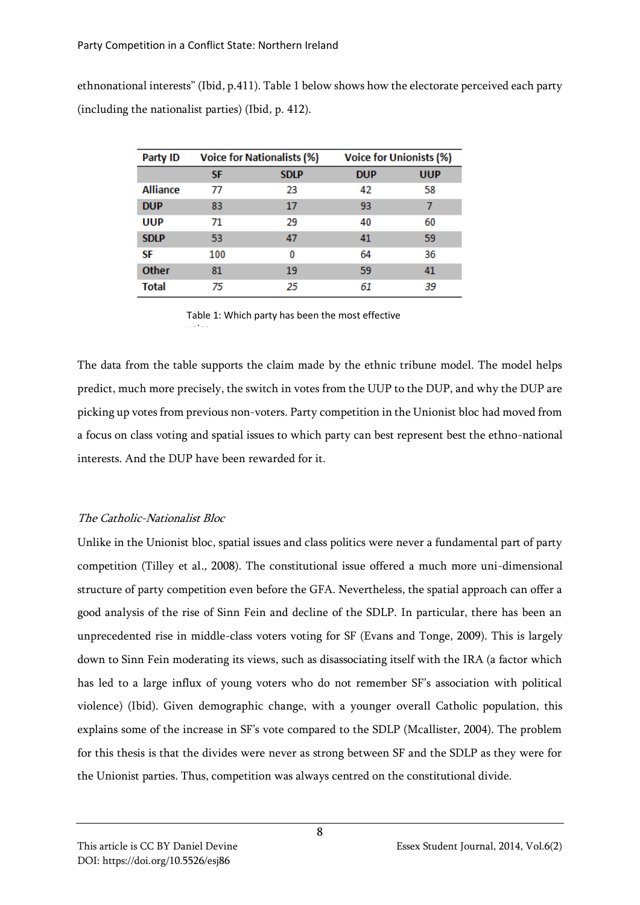ethnonational interests" (Ibid, p.411). Table 1 below shows how the electorate perceived each party (including the nationalist parties) (Ibid, p. 412).

| Party ID | Voice for Nationalists (%) | | Voice for Unionists (%) | |
|---|---|---|---|---|
| | SF | SDLP | DUP | UUP |
| **Alliance** | 77 | 23 | 42 | 58 |
| **DUP** | 83 | 17 | 93 | 7 |
| **UUP** | 71 | 29 | 40 | 60 |
| **SDLP** | 53 | 47 | 41 | 59 |
| **SF** | 100 | 0 | 64 | 36 |
| **Other** | 81 | 19 | 59 | 41 |
| **Total** | *75* | *25* | *61* | *39* |

Table 1: Which party has been the most effective voice

The data from the table supports the claim made by the ethnic tribune model. The model helps predict, much more precisely, the switch in votes from the UUP to the DUP, and why the DUP are picking up votes from previous non-voters. Party competition in the Unionist bloc had moved from a focus on class voting and spatial issues to which party can best represent best the ethno-national interests. And the DUP have been rewarded for it.

*The Catholic-Nationalist Bloc*

Unlike in the Unionist bloc, spatial issues and class politics were never a fundamental part of party competition (Tilley et al., 2008). The constitutional issue offered a much more uni-dimensional structure of party competition even before the GFA. Nevertheless, the spatial approach can offer a good analysis of the rise of Sinn Fein and decline of the SDLP. In particular, there has been an unprecedented rise in middle-class voters voting for SF (Evans and Tonge, 2009). This is largely down to Sinn Fein moderating its views, such as disassociating itself with the IRA (a factor which has led to a large influx of young voters who do not remember SF's association with political violence) (Ibid). Given demographic change, with a younger overall Catholic population, this explains some of the increase in SF's vote compared to the SDLP (Mcallister, 2004). The problem for this thesis is that the divides were never as strong between SF and the SDLP as they were for the Unionist parties. Thus, competition was always centred on the constitutional divide.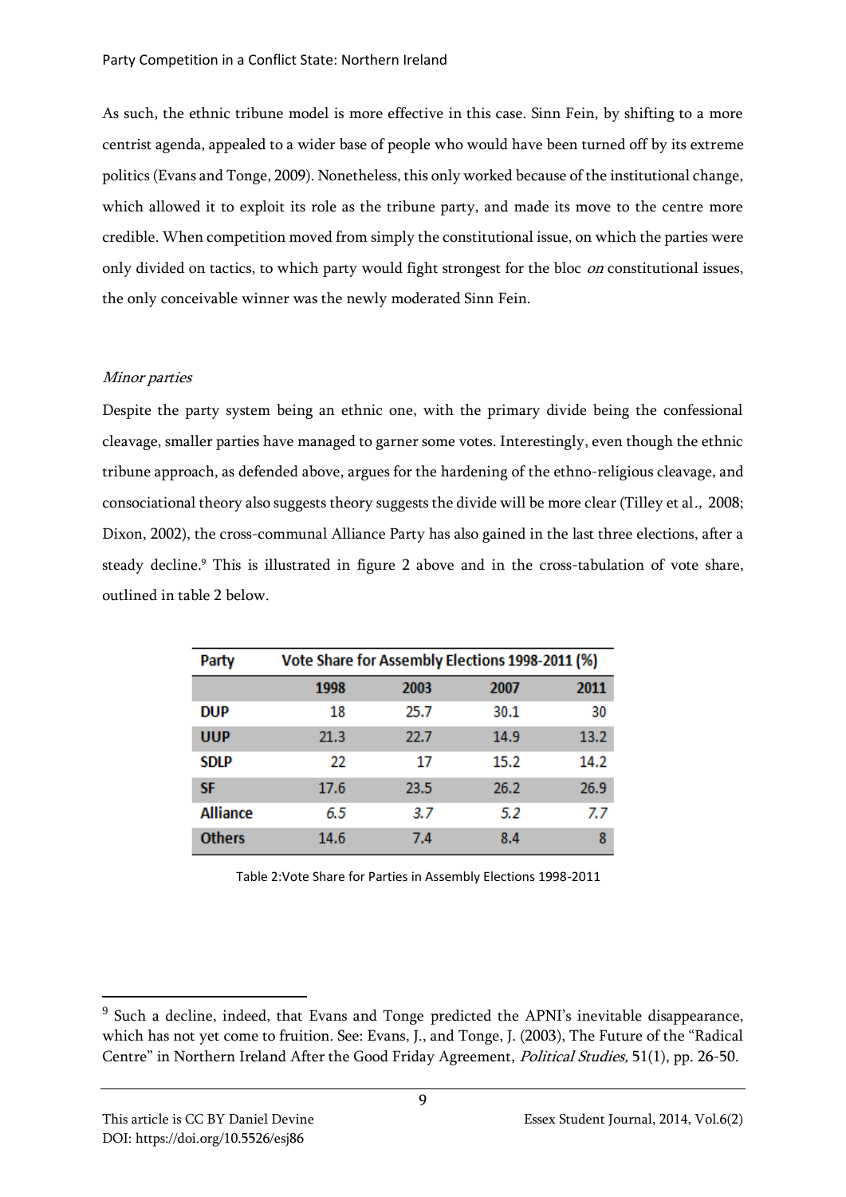As such, the ethnic tribune model is more effective in this case. Sinn Fein, by shifting to a more centrist agenda, appealed to a wider base of people who would have been turned off by its extreme politics (Evans and Tonge, 2009). Nonetheless, this only worked because of the institutional change, which allowed it to exploit its role as the tribune party, and made its move to the centre more credible. When competition moved from simply the constitutional issue, on which the parties were only divided on tactics, to which party would fight strongest for the bloc *on* constitutional issues, the only conceivable winner was the newly moderated Sinn Fein.

### *Minor parties*

Despite the party system being an ethnic one, with the primary divide being the confessional cleavage, smaller parties have managed to garner some votes. Interestingly, even though the ethnic tribune approach, as defended above, argues for the hardening of the ethno-religious cleavage, and consociational theory also suggests theory suggests the divide will be more clear (Tilley et al*.,* 2008; Dixon, 2002), the cross-communal Alliance Party has also gained in the last three elections, after a steady decline.[9] This is illustrated in figure 2 above and in the cross-tabulation of vote share, outlined in table 2 below.

| Party | Vote Share for Assembly Elections 1998-2011 (%) | | | |
|---|---|---|---|---|
| | 1998 | 2003 | 2007 | 2011 |
| DUP | 18 | 25.7 | 30.1 | 30 |
| UUP | 21.3 | 22.7 | 14.9 | 13.2 |
| SDLP | 22 | 17 | 15.2 | 14.2 |
| SF | 17.6 | 23.5 | 26.2 | 26.9 |
| Alliance | *6.5* | *3.7* | *5.2* | *7.7* |
| Others | 14.6 | 7.4 | 8.4 | 8 |

Table 2:Vote Share for Parties in Assembly Elections 1998-2011

[9] Such a decline, indeed, that Evans and Tonge predicted the APNI's inevitable disappearance, which has not yet come to fruition. See: Evans, J., and Tonge, J. (2003), The Future of the "Radical Centre" in Northern Ireland After the Good Friday Agreement, *Political Studies,* 51(1), pp. 26-50.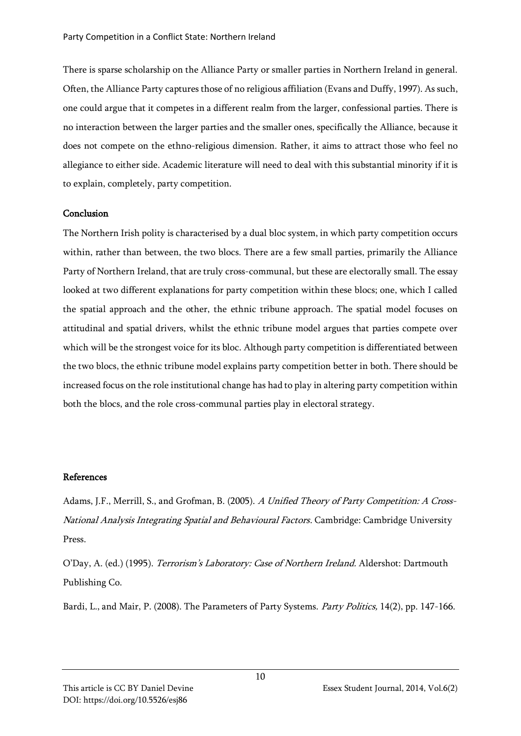There is sparse scholarship on the Alliance Party or smaller parties in Northern Ireland in general. Often, the Alliance Party captures those of no religious affiliation (Evans and Duffy, 1997). As such, one could argue that it competes in a different realm from the larger, confessional parties. There is no interaction between the larger parties and the smaller ones, specifically the Alliance, because it does not compete on the ethno-religious dimension. Rather, it aims to attract those who feel no allegiance to either side. Academic literature will need to deal with this substantial minority if it is to explain, completely, party competition.

## Conclusion

The Northern Irish polity is characterised by a dual bloc system, in which party competition occurs within, rather than between, the two blocs. There are a few small parties, primarily the Alliance Party of Northern Ireland, that are truly cross-communal, but these are electorally small. The essay looked at two different explanations for party competition within these blocs; one, which I called the spatial approach and the other, the ethnic tribune approach. The spatial model focuses on attitudinal and spatial drivers, whilst the ethnic tribune model argues that parties compete over which will be the strongest voice for its bloc. Although party competition is differentiated between the two blocs, the ethnic tribune model explains party competition better in both. There should be increased focus on the role institutional change has had to play in altering party competition within both the blocs, and the role cross-communal parties play in electoral strategy.

## References

Adams, J.F., Merrill, S., and Grofman, B. (2005). *A Unified Theory of Party Competition: A Cross-National Analysis Integrating Spatial and Behavioural Factors*. Cambridge: Cambridge University Press.

O'Day, A. (ed.) (1995). *Terrorism's Laboratory: Case of Northern Ireland.* Aldershot: Dartmouth Publishing Co.

Bardi, L., and Mair, P. (2008). The Parameters of Party Systems. *Party Politics,* 14(2), pp. 147-166.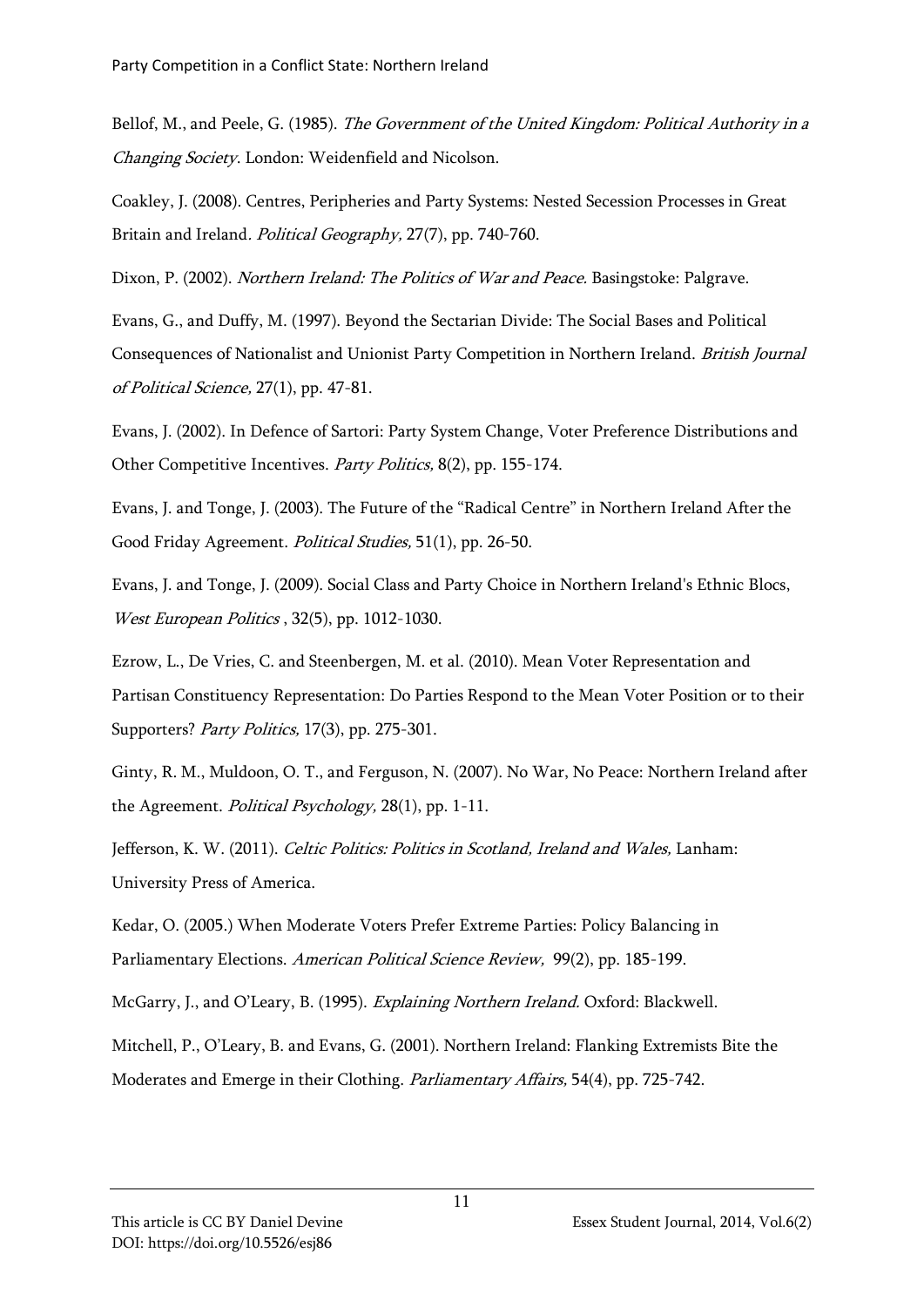Bellof, M., and Peele, G. (1985). *The Government of the United Kingdom: Political Authority in a Changing Society*. London: Weidenfield and Nicolson.

Coakley, J. (2008). Centres, Peripheries and Party Systems: Nested Secession Processes in Great Britain and Ireland. *Political Geography,* 27(7), pp. 740-760.

Dixon, P. (2002). *Northern Ireland: The Politics of War and Peace.* Basingstoke: Palgrave.

Evans, G., and Duffy, M. (1997). Beyond the Sectarian Divide: The Social Bases and Political Consequences of Nationalist and Unionist Party Competition in Northern Ireland. *British Journal of Political Science,* 27(1), pp. 47-81.

Evans, J. (2002). In Defence of Sartori: Party System Change, Voter Preference Distributions and Other Competitive Incentives. *Party Politics,* 8(2), pp. 155-174.

Evans, J. and Tonge, J. (2003). The Future of the "Radical Centre" in Northern Ireland After the Good Friday Agreement. *Political Studies,* 51(1), pp. 26-50.

Evans, J. and Tonge, J. (2009). Social Class and Party Choice in Northern Ireland's Ethnic Blocs, *West European Politics* , 32(5), pp. 1012-1030.

Ezrow, L., De Vries, C. and Steenbergen, M. et al. (2010). Mean Voter Representation and Partisan Constituency Representation: Do Parties Respond to the Mean Voter Position or to their Supporters? *Party Politics,* 17(3), pp. 275-301.

Ginty, R. M., Muldoon, O. T., and Ferguson, N. (2007). No War, No Peace: Northern Ireland after the Agreement. *Political Psychology,* 28(1), pp. 1-11.

Jefferson, K. W. (2011). *Celtic Politics: Politics in Scotland, Ireland and Wales,* Lanham: University Press of America.

Kedar, O. (2005.) When Moderate Voters Prefer Extreme Parties: Policy Balancing in Parliamentary Elections. *American Political Science Review,* 99(2), pp. 185-199.

McGarry, J., and O'Leary, B. (1995). *Explaining Northern Ireland.* Oxford: Blackwell.

Mitchell, P., O'Leary, B. and Evans, G. (2001). Northern Ireland: Flanking Extremists Bite the Moderates and Emerge in their Clothing. *Parliamentary Affairs,* 54(4), pp. 725-742.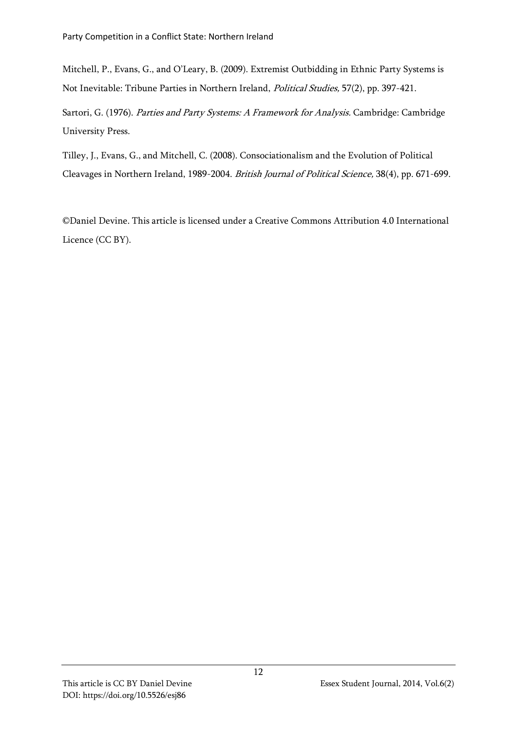Mitchell, P., Evans, G., and O'Leary, B. (2009). Extremist Outbidding in Ethnic Party Systems is Not Inevitable: Tribune Parties in Northern Ireland, *Political Studies,* 57(2), pp. 397-421.

Sartori, G. (1976). *Parties and Party Systems: A Framework for Analysis.* Cambridge: Cambridge University Press.

Tilley, J., Evans, G., and Mitchell, C. (2008). Consociationalism and the Evolution of Political Cleavages in Northern Ireland, 1989-2004. *British Journal of Political Science,* 38(4), pp. 671-699.

©Daniel Devine. This article is licensed under a Creative Commons Attribution 4.0 International Licence (CC BY).